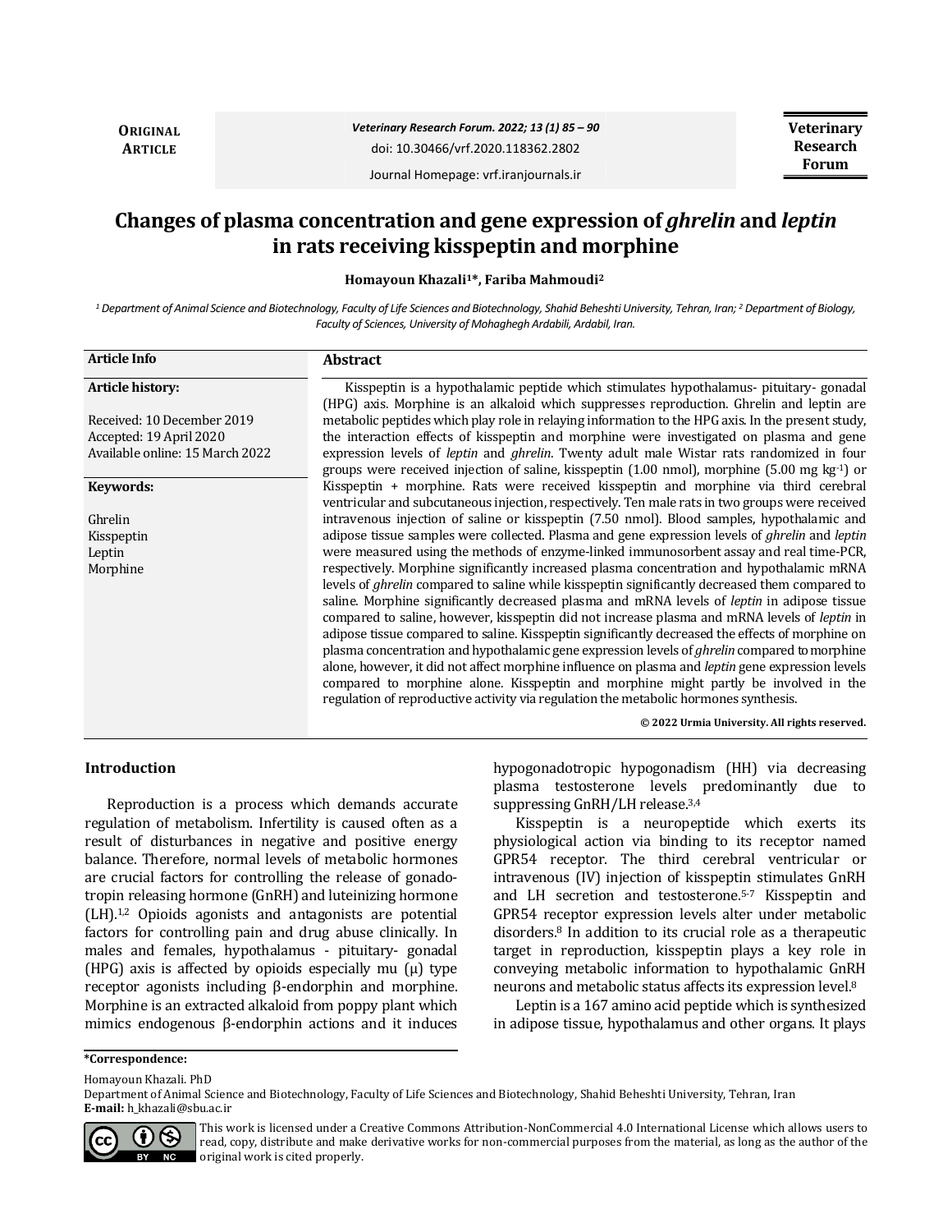**ORIGINAL ARTICLE**

Veterinary Research Forum. 2022; 13 (1) 85 – 90

doi: 10.30466/vrf.2020.118362.2802

Journal Homepage: vrf.iranjournals.ir

# Changes of plasma concentration and gene expression of *ghrelin* and *leptin* in rats receiving kisspeptin and morphine

**Homayoun Khazali[1]\*, Fariba Mahmoudi[2]**

[1] *Department of Animal Science and Biotechnology, Faculty of Life Sciences and Biotechnology, Shahid Beheshti University, Tehran, Iran;* [2] *Department of Biology, Faculty of Sciences, University of Mohaghegh Ardabili, Ardabil, Iran.*

**Article Info**

**Article history:**

Received: 10 December 2019
Accepted: 19 April 2020
Available online: 15 March 2022

**Keywords:**

Ghrelin
Kisspeptin
Leptin
Morphine

## Abstract

Kisspeptin is a hypothalamic peptide which stimulates hypothalamus- pituitary- gonadal (HPG) axis. Morphine is an alkaloid which suppresses reproduction. Ghrelin and leptin are metabolic peptides which play role in relaying information to the HPG axis. In the present study, the interaction effects of kisspeptin and morphine were investigated on plasma and gene expression levels of *leptin* and *ghrelin*. Twenty adult male Wistar rats randomized in four groups were received injection of saline, kisspeptin (1.00 nmol), morphine (5.00 mg $kg^{-1}$) or Kisspeptin + morphine. Rats were received kisspeptin and morphine via third cerebral ventricular and subcutaneous injection, respectively. Ten male rats in two groups were received intravenous injection of saline or kisspeptin (7.50 nmol). Blood samples, hypothalamic and adipose tissue samples were collected. Plasma and gene expression levels of *ghrelin* and *leptin* were measured using the methods of enzyme-linked immunosorbent assay and real time-PCR, respectively. Morphine significantly increased plasma concentration and hypothalamic mRNA levels of *ghrelin* compared to saline while kisspeptin significantly decreased them compared to saline. Morphine significantly decreased plasma and mRNA levels of *leptin* in adipose tissue compared to saline, however, kisspeptin did not increase plasma and mRNA levels of *leptin* in adipose tissue compared to saline. Kisspeptin significantly decreased the effects of morphine on plasma concentration and hypothalamic gene expression levels of *ghrelin* compared to morphine alone, however, it did not affect morphine influence on plasma and *leptin* gene expression levels compared to morphine alone. Kisspeptin and morphine might partly be involved in the regulation of reproductive activity via regulation the metabolic hormones synthesis.

**© 2022 Urmia University. All rights reserved.**

## Introduction

Reproduction is a process which demands accurate regulation of metabolism. Infertility is caused often as a result of disturbances in negative and positive energy balance. Therefore, normal levels of metabolic hormones are crucial factors for controlling the release of gonadotropin releasing hormone (GnRH) and luteinizing hormone (LH).[1,2] Opioids agonists and antagonists are potential factors for controlling pain and drug abuse clinically. In males and females, hypothalamus - pituitary- gonadal (HPG) axis is affected by opioids especially mu (μ) type receptor agonists including β-endorphin and morphine. Morphine is an extracted alkaloid from poppy plant which mimics endogenous β-endorphin actions and it induces hypogonadotropic hypogonadism (HH) via decreasing plasma testosterone levels predominantly due to suppressing GnRH/LH release.[3,4]

Kisspeptin is a neuropeptide which exerts its physiological action via binding to its receptor named GPR54 receptor. The third cerebral ventricular or intravenous (IV) injection of kisspeptin stimulates GnRH and LH secretion and testosterone.[5-7] Kisspeptin and GPR54 receptor expression levels alter under metabolic disorders.[8] In addition to its crucial role as a therapeutic target in reproduction, kisspeptin plays a key role in conveying metabolic information to hypothalamic GnRH neurons and metabolic status affects its expression level.[8]

Leptin is a 167 amino acid peptide which is synthesized in adipose tissue, hypothalamus and other organs. It plays

**\*Correspondence:**

Homayoun Khazali. PhD

Department of Animal Science and Biotechnology, Faculty of Life Sciences and Biotechnology, Shahid Beheshti University, Tehran, Iran

**E-mail:** h_khazali@sbu.ac.ir

This work is licensed under a Creative Commons Attribution-NonCommercial 4.0 International License which allows users to read, copy, distribute and make derivative works for non-commercial purposes from the material, as long as the author of the original work is cited properly.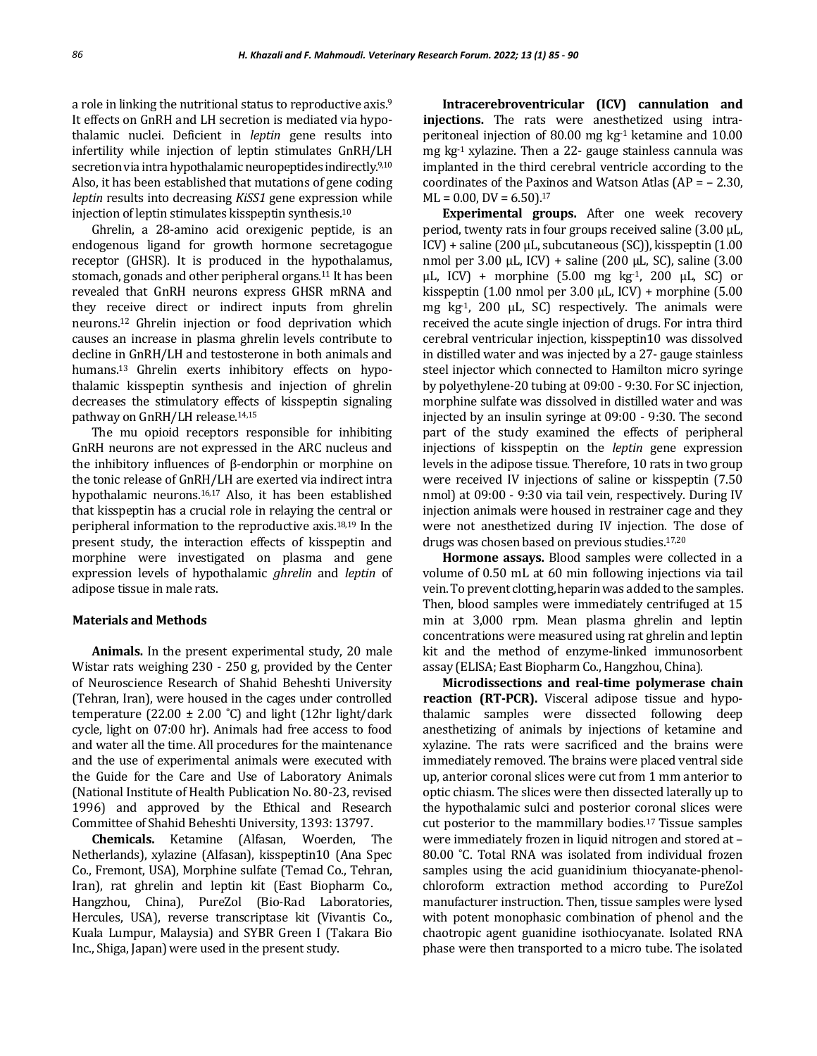a role in linking the nutritional status to reproductive axis.[9] It effects on GnRH and LH secretion is mediated via hypothalamic nuclei. Deficient in *leptin* gene results into infertility while injection of leptin stimulates GnRH/LH secretion via intra hypothalamic neuropeptides indirectly.[9,10] Also, it has been established that mutations of gene coding *leptin* results into decreasing *KiSS1* gene expression while injection of leptin stimulates kisspeptin synthesis.[10]

Ghrelin, a 28-amino acid orexigenic peptide, is an endogenous ligand for growth hormone secretagogue receptor (GHSR). It is produced in the hypothalamus, stomach, gonads and other peripheral organs.[11] It has been revealed that GnRH neurons express GHSR mRNA and they receive direct or indirect inputs from ghrelin neurons.[12] Ghrelin injection or food deprivation which causes an increase in plasma ghrelin levels contribute to decline in GnRH/LH and testosterone in both animals and humans.[13] Ghrelin exerts inhibitory effects on hypothalamic kisspeptin synthesis and injection of ghrelin decreases the stimulatory effects of kisspeptin signaling pathway on GnRH/LH release.[14,15]

The mu opioid receptors responsible for inhibiting GnRH neurons are not expressed in the ARC nucleus and the inhibitory influences of β-endorphin or morphine on the tonic release of GnRH/LH are exerted via indirect intra hypothalamic neurons.[16,17] Also, it has been established that kisspeptin has a crucial role in relaying the central or peripheral information to the reproductive axis.[18,19] In the present study, the interaction effects of kisspeptin and morphine were investigated on plasma and gene expression levels of hypothalamic *ghrelin* and *leptin* of adipose tissue in male rats.

## Materials and Methods

**Animals.** In the present experimental study, 20 male Wistar rats weighing 230 - 250 g, provided by the Center of Neuroscience Research of Shahid Beheshti University (Tehran, Iran), were housed in the cages under controlled temperature (22.00 ± 2.00 ˚C) and light (12hr light/dark cycle, light on 07:00 hr). Animals had free access to food and water all the time. All procedures for the maintenance and the use of experimental animals were executed with the Guide for the Care and Use of Laboratory Animals (National Institute of Health Publication No. 80-23, revised 1996) and approved by the Ethical and Research Committee of Shahid Beheshti University, 1393: 13797.

**Chemicals.** Ketamine (Alfasan, Woerden, The Netherlands), xylazine (Alfasan), kisspeptin10 (Ana Spec Co., Fremont, USA), Morphine sulfate (Temad Co., Tehran, Iran), rat ghrelin and leptin kit (East Biopharm Co., Hangzhou, China), PureZol (Bio-Rad Laboratories, Hercules, USA), reverse transcriptase kit (Vivantis Co., Kuala Lumpur, Malaysia) and SYBR Green I (Takara Bio Inc., Shiga, Japan) were used in the present study.

**Intracerebroventricular (ICV) cannulation and injections.** The rats were anesthetized using intraperitoneal injection of 80.00 mg kg[-1] ketamine and 10.00 mg kg[-1] xylazine. Then a 22- gauge stainless cannula was implanted in the third cerebral ventricle according to the coordinates of the Paxinos and Watson Atlas (AP = – 2.30, ML = 0.00, DV = 6.50).[17]

**Experimental groups.** After one week recovery period, twenty rats in four groups received saline (3.00 μL, ICV) + saline (200 μL, subcutaneous (SC)), kisspeptin (1.00 nmol per 3.00 μL, ICV) + saline (200 μL, SC), saline (3.00 μL, ICV) + morphine (5.00 mg kg[-1], 200 μL, SC) or kisspeptin (1.00 nmol per 3.00 μL, ICV) + morphine (5.00 mg kg[-1], 200 μL, SC) respectively. The animals were received the acute single injection of drugs. For intra third cerebral ventricular injection, kisspeptin10 was dissolved in distilled water and was injected by a 27- gauge stainless steel injector which connected to Hamilton micro syringe by polyethylene-20 tubing at 09:00 - 9:30. For SC injection, morphine sulfate was dissolved in distilled water and was injected by an insulin syringe at 09:00 - 9:30. The second part of the study examined the effects of peripheral injections of kisspeptin on the *leptin* gene expression levels in the adipose tissue. Therefore, 10 rats in two group were received IV injections of saline or kisspeptin (7.50 nmol) at 09:00 - 9:30 via tail vein, respectively. During IV injection animals were housed in restrainer cage and they were not anesthetized during IV injection. The dose of drugs was chosen based on previous studies.[17,20]

**Hormone assays.** Blood samples were collected in a volume of 0.50 mL at 60 min following injections via tail vein. To prevent clotting, heparin was added to the samples. Then, blood samples were immediately centrifuged at 15 min at 3,000 rpm. Mean plasma ghrelin and leptin concentrations were measured using rat ghrelin and leptin kit and the method of enzyme-linked immunosorbent assay (ELISA; East Biopharm Co., Hangzhou, China).

**Microdissections and real-time polymerase chain reaction (RT-PCR).** Visceral adipose tissue and hypothalamic samples were dissected following deep anesthetizing of animals by injections of ketamine and xylazine. The rats were sacrificed and the brains were immediately removed. The brains were placed ventral side up, anterior coronal slices were cut from 1 mm anterior to optic chiasm. The slices were then dissected laterally up to the hypothalamic sulci and posterior coronal slices were cut posterior to the mammillary bodies.[17] Tissue samples were immediately frozen in liquid nitrogen and stored at – 80.00 ˚C. Total RNA was isolated from individual frozen samples using the acid guanidinium thiocyanate-phenol-chloroform extraction method according to PureZol manufacturer instruction. Then, tissue samples were lysed with potent monophasic combination of phenol and the chaotropic agent guanidine isothiocyanate. Isolated RNA phase were then transported to a micro tube. The isolated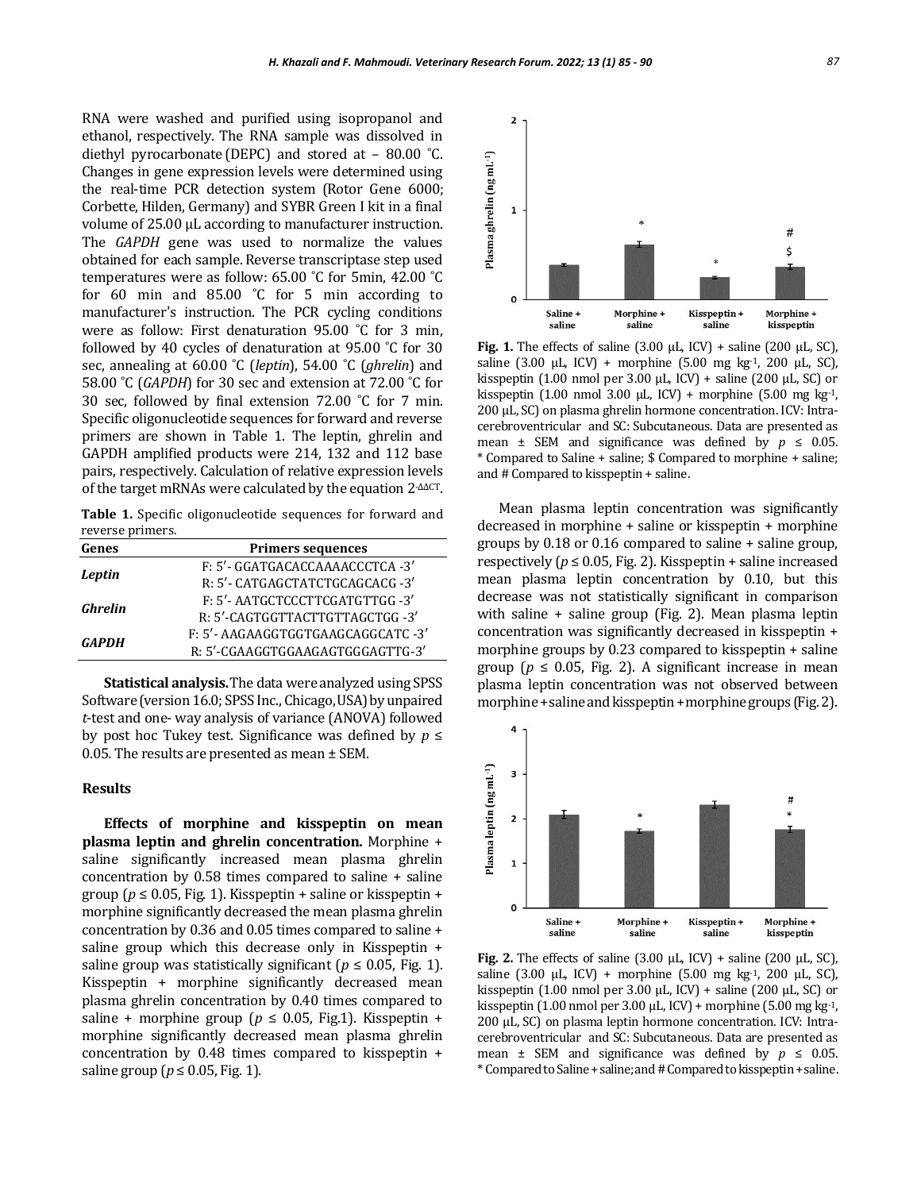RNA were washed and purified using isopropanol and ethanol, respectively. The RNA sample was dissolved in diethyl pyrocarbonate (DEPC) and stored at – 80.00 ˚C. Changes in gene expression levels were determined using the real-time PCR detection system (Rotor Gene 6000; Corbette, Hilden, Germany) and SYBR Green I kit in a final volume of 25.00 µL according to manufacturer instruction. The *GAPDH* gene was used to normalize the values obtained for each sample. Reverse transcriptase step used temperatures were as follow: 65.00 ˚C for 5min, 42.00 ˚C for 60 min and 85.00 ˚C for 5 min according to manufacturer's instruction. The PCR cycling conditions were as follow: First denaturation 95.00 ˚C for 3 min, followed by 40 cycles of denaturation at 95.00 ˚C for 30 sec, annealing at 60.00 ˚C (*leptin*), 54.00 ˚C (*ghrelin*) and 58.00 ˚C (*GAPDH*) for 30 sec and extension at 72.00 ˚C for 30 sec, followed by final extension 72.00 ˚C for 7 min. Specific oligonucleotide sequences for forward and reverse primers are shown in Table 1. The leptin, ghrelin and GAPDH amplified products were 214, 132 and 112 base pairs, respectively. Calculation of relative expression levels of the target mRNAs were calculated by the equation $2^{-\Delta\Delta CT}$.

**Table 1.** Specific oligonucleotide sequences for forward and reverse primers.

| Genes | Primers sequences |
|---|---|
| ***Leptin*** | F: 5′- GGATGACACCAAAACCCTCA -3′ |
| | R: 5′- CATGAGCTATCTGCAGCACG -3′ |
| ***Ghrelin*** | F: 5′- AATGCTCCCTTCGATGTTGG -3′ |
| | R: 5′-CAGTGGTTACTTGTTAGCTGG -3′ |
| ***GAPDH*** | F: 5′- AAGAAGGTGGTGAAGCAGGCATC -3′ |
| | R: 5′-CGAAGGTGGAAGAGTGGGAGTTG-3′ |

**Statistical analysis.** The data were analyzed using SPSS Software (version 16.0; SPSS Inc., Chicago, USA) by unpaired *t*-test and one- way analysis of variance (ANOVA) followed by post hoc Tukey test. Significance was defined by $p \leq 0.05$. The results are presented as mean ± SEM.

## Results

**Effects of morphine and kisspeptin on mean plasma leptin and ghrelin concentration.** Morphine + saline significantly increased mean plasma ghrelin concentration by 0.58 times compared to saline + saline group ($p \leq 0.05$, Fig. 1). Kisspeptin + saline or kisspeptin + morphine significantly decreased the mean plasma ghrelin concentration by 0.36 and 0.05 times compared to saline + saline group which this decrease only in Kisspeptin + saline group was statistically significant ($p \leq 0.05$, Fig. 1). Kisspeptin + morphine significantly decreased mean plasma ghrelin concentration by 0.40 times compared to saline + morphine group ($p \leq 0.05$, Fig.1). Kisspeptin + morphine significantly decreased mean plasma ghrelin concentration by 0.48 times compared to kisspeptin + saline group ($p \leq 0.05$, Fig. 1).

**Fig. 1.** The effects of saline (3.00 µL, ICV) + saline (200 µL, SC), saline (3.00 µL, ICV) + morphine (5.00 mg kg$^{-1}$, 200 µL, SC), kisspeptin (1.00 nmol per 3.00 µL, ICV) + saline (200 µL, SC) or kisspeptin (1.00 nmol 3.00 µL, ICV) + morphine (5.00 mg kg$^{-1}$, 200 µL, SC) on plasma ghrelin hormone concentration. ICV: Intra-cerebroventricular and SC: Subcutaneous. Data are presented as mean ± SEM and significance was defined by $p \leq 0.05$. * Compared to Saline + saline; $ Compared to morphine + saline; and # Compared to kisspeptin + saline.

Mean plasma leptin concentration was significantly decreased in morphine + saline or kisspeptin + morphine groups by 0.18 or 0.16 compared to saline + saline group, respectively ($p \leq 0.05$, Fig. 2). Kisspeptin + saline increased mean plasma leptin concentration by 0.10, but this decrease was not statistically significant in comparison with saline + saline group (Fig. 2). Mean plasma leptin concentration was significantly decreased in kisspeptin + morphine groups by 0.23 compared to kisspeptin + saline group ($p \leq 0.05$, Fig. 2). A significant increase in mean plasma leptin concentration was not observed between morphine + saline and kisspeptin + morphine groups (Fig. 2).

**Fig. 2.** The effects of saline (3.00 µL, ICV) + saline (200 µL, SC), saline (3.00 µL, ICV) + morphine (5.00 mg kg$^{-1}$, 200 µL, SC), kisspeptin (1.00 nmol per 3.00 µL, ICV) + saline (200 µL, SC) or kisspeptin (1.00 nmol per 3.00 µL, ICV) + morphine (5.00 mg kg$^{-1}$, 200 µL, SC) on plasma leptin hormone concentration. ICV: Intra-cerebroventricular and SC: Subcutaneous. Data are presented as mean ± SEM and significance was defined by $p \leq 0.05$. * Compared to Saline + saline; and # Compared to kisspeptin + saline.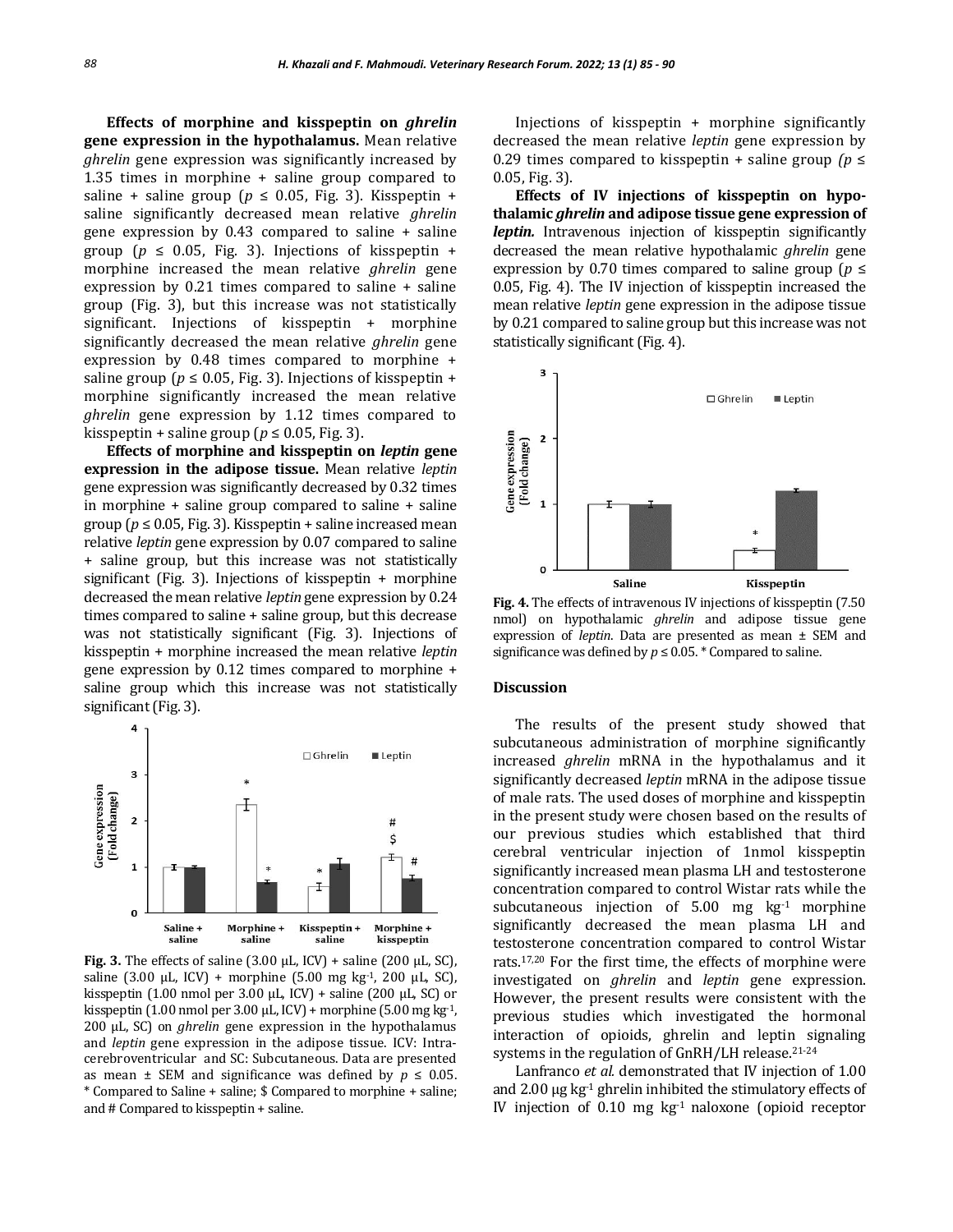**Effects of morphine and kisspeptin on *ghrelin* gene expression in the hypothalamus.** Mean relative *ghrelin* gene expression was significantly increased by 1.35 times in morphine + saline group compared to saline + saline group ($p \leq 0.05$, Fig. 3). Kisspeptin + saline significantly decreased mean relative *ghrelin* gene expression by 0.43 compared to saline + saline group ($p \leq 0.05$, Fig. 3). Injections of kisspeptin + morphine increased the mean relative *ghrelin* gene expression by 0.21 times compared to saline + saline group (Fig. 3), but this increase was not statistically significant. Injections of kisspeptin + morphine significantly decreased the mean relative *ghrelin* gene expression by 0.48 times compared to morphine + saline group ($p \leq 0.05$, Fig. 3). Injections of kisspeptin + morphine significantly increased the mean relative *ghrelin* gene expression by 1.12 times compared to kisspeptin + saline group ($p \leq 0.05$, Fig. 3).

**Effects of morphine and kisspeptin on *leptin* gene expression in the adipose tissue.** Mean relative *leptin* gene expression was significantly decreased by 0.32 times in morphine + saline group compared to saline + saline group ($p \leq 0.05$, Fig. 3). Kisspeptin + saline increased mean relative *leptin* gene expression by 0.07 compared to saline + saline group, but this increase was not statistically significant (Fig. 3). Injections of kisspeptin + morphine decreased the mean relative *leptin* gene expression by 0.24 times compared to saline + saline group, but this decrease was not statistically significant (Fig. 3). Injections of kisspeptin + morphine increased the mean relative *leptin* gene expression by 0.12 times compared to morphine + saline group which this increase was not statistically significant (Fig. 3).

**Fig. 3.** The effects of saline (3.00 µL, ICV) + saline (200 µL, SC), saline (3.00 µL, ICV) + morphine (5.00 mg kg$^{-1}$, 200 µL, SC), kisspeptin (1.00 nmol per 3.00 µL, ICV) + saline (200 µL, SC) or kisspeptin (1.00 nmol per 3.00 µL, ICV) + morphine (5.00 mg kg$^{-1}$, 200 µL, SC) on *ghrelin* gene expression in the hypothalamus and *leptin* gene expression in the adipose tissue. ICV: Intra-cerebroventricular and SC: Subcutaneous. Data are presented as mean ± SEM and significance was defined by $p \leq 0.05$. * Compared to Saline + saline; $ Compared to morphine + saline; and # Compared to kisspeptin + saline.

Injections of kisspeptin + morphine significantly decreased the mean relative *leptin* gene expression by 0.29 times compared to kisspeptin + saline group *(*$p \leq 0.05$, Fig. 3).

**Effects of IV injections of kisspeptin on hypothalamic *ghrelin* and adipose tissue gene expression of *leptin.*** Intravenous injection of kisspeptin significantly decreased the mean relative hypothalamic *ghrelin* gene expression by 0.70 times compared to saline group ($p \leq 0.05$, Fig. 4). The IV injection of kisspeptin increased the mean relative *leptin* gene expression in the adipose tissue by 0.21 compared to saline group but this increase was not statistically significant (Fig. 4).

**Fig. 4.** The effects of intravenous IV injections of kisspeptin (7.50 nmol) on hypothalamic *ghrelin* and adipose tissue gene expression of *leptin*. Data are presented as mean ± SEM and significance was defined by $p \leq 0.05$. * Compared to saline.

## Discussion

The results of the present study showed that subcutaneous administration of morphine significantly increased *ghrelin* mRNA in the hypothalamus and it significantly decreased *leptin* mRNA in the adipose tissue of male rats. The used doses of morphine and kisspeptin in the present study were chosen based on the results of our previous studies which established that third cerebral ventricular injection of 1nmol kisspeptin significantly increased mean plasma LH and testosterone concentration compared to control Wistar rats while the subcutaneous injection of 5.00 mg kg$^{-1}$ morphine significantly decreased the mean plasma LH and testosterone concentration compared to control Wistar rats.[17,20] For the first time, the effects of morphine were investigated on *ghrelin* and *leptin* gene expression. However, the present results were consistent with the previous studies which investigated the hormonal interaction of opioids, ghrelin and leptin signaling systems in the regulation of GnRH/LH release.[21-24]

Lanfranco *et al.* demonstrated that IV injection of 1.00 and 2.00 µg kg$^{-1}$ ghrelin inhibited the stimulatory effects of IV injection of 0.10 mg kg$^{-1}$ naloxone (opioid receptor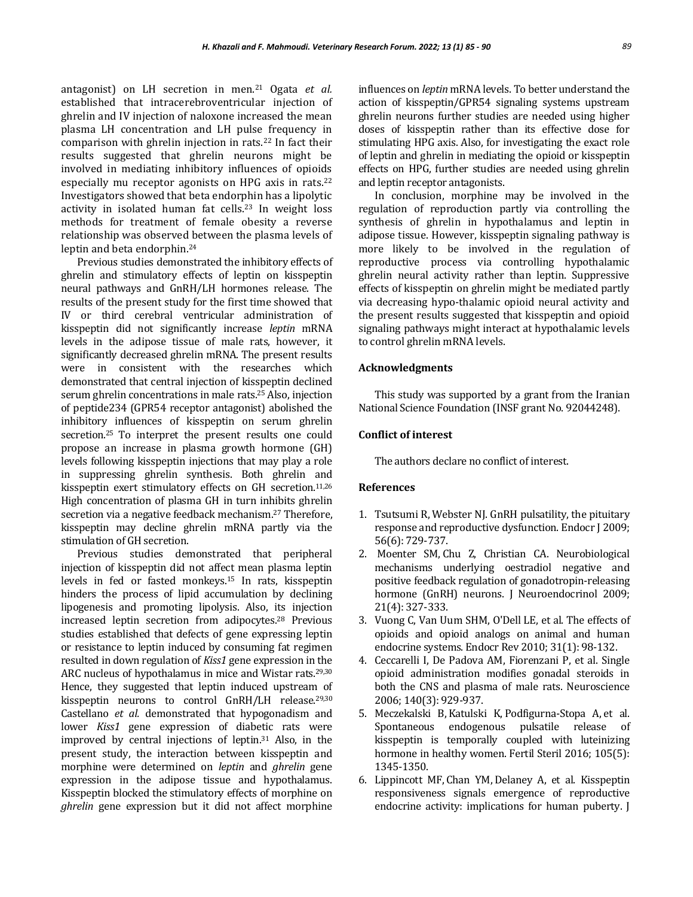antagonist) on LH secretion in men.[21] Ogata *et al.* established that intracerebroventricular injection of ghrelin and IV injection of naloxone increased the mean plasma LH concentration and LH pulse frequency in comparison with ghrelin injection in rats.[22] In fact their results suggested that ghrelin neurons might be involved in mediating inhibitory influences of opioids especially mu receptor agonists on HPG axis in rats.[22] Investigators showed that beta endorphin has a lipolytic activity in isolated human fat cells.[23] In weight loss methods for treatment of female obesity a reverse relationship was observed between the plasma levels of leptin and beta endorphin.[24]

Previous studies demonstrated the inhibitory effects of ghrelin and stimulatory effects of leptin on kisspeptin neural pathways and GnRH/LH hormones release. The results of the present study for the first time showed that IV or third cerebral ventricular administration of kisspeptin did not significantly increase *leptin* mRNA levels in the adipose tissue of male rats, however, it significantly decreased ghrelin mRNA. The present results were in consistent with the researches which demonstrated that central injection of kisspeptin declined serum ghrelin concentrations in male rats.[25] Also, injection of peptide234 (GPR54 receptor antagonist) abolished the inhibitory influences of kisspeptin on serum ghrelin secretion.[25] To interpret the present results one could propose an increase in plasma growth hormone (GH) levels following kisspeptin injections that may play a role in suppressing ghrelin synthesis. Both ghrelin and kisspeptin exert stimulatory effects on GH secretion.[11,26] High concentration of plasma GH in turn inhibits ghrelin secretion via a negative feedback mechanism.[27] Therefore, kisspeptin may decline ghrelin mRNA partly via the stimulation of GH secretion.

Previous studies demonstrated that peripheral injection of kisspeptin did not affect mean plasma leptin levels in fed or fasted monkeys.[15] In rats, kisspeptin hinders the process of lipid accumulation by declining lipogenesis and promoting lipolysis. Also, its injection increased leptin secretion from adipocytes.[28] Previous studies established that defects of gene expressing leptin or resistance to leptin induced by consuming fat regimen resulted in down regulation of *Kiss1* gene expression in the ARC nucleus of hypothalamus in mice and Wistar rats.[29,30] Hence, they suggested that leptin induced upstream of kisspeptin neurons to control GnRH/LH release.[29,30] Castellano *et al.* demonstrated that hypogonadism and lower *Kiss1* gene expression of diabetic rats were improved by central injections of leptin.[31] Also, in the present study, the interaction between kisspeptin and morphine were determined on *leptin* and *ghrelin* gene expression in the adipose tissue and hypothalamus. Kisspeptin blocked the stimulatory effects of morphine on *ghrelin* gene expression but it did not affect morphine influences on *leptin* mRNA levels. To better understand the action of kisspeptin/GPR54 signaling systems upstream ghrelin neurons further studies are needed using higher doses of kisspeptin rather than its effective dose for stimulating HPG axis. Also, for investigating the exact role of leptin and ghrelin in mediating the opioid or kisspeptin effects on HPG, further studies are needed using ghrelin and leptin receptor antagonists.

In conclusion, morphine may be involved in the regulation of reproduction partly via controlling the synthesis of ghrelin in hypothalamus and leptin in adipose tissue. However, kisspeptin signaling pathway is more likely to be involved in the regulation of reproductive process via controlling hypothalamic ghrelin neural activity rather than leptin. Suppressive effects of kisspeptin on ghrelin might be mediated partly via decreasing hypo-thalamic opioid neural activity and the present results suggested that kisspeptin and opioid signaling pathways might interact at hypothalamic levels to control ghrelin mRNA levels.

## Acknowledgments

This study was supported by a grant from the Iranian National Science Foundation (INSF grant No. 92044248).

## Conflict of interest

The authors declare no conflict of interest.

## References

1. Tsutsumi R, Webster NJ. GnRH pulsatility, the pituitary response and reproductive dysfunction. Endocr J 2009; 56(6): 729-737.
2. Moenter SM, Chu Z, Christian CA. Neurobiological mechanisms underlying oestradiol negative and positive feedback regulation of gonadotropin-releasing hormone (GnRH) neurons. J Neuroendocrinol 2009; 21(4): 327-333.
3. Vuong C, Van Uum SHM, O'Dell LE, et al. The effects of opioids and opioid analogs on animal and human endocrine systems. Endocr Rev 2010; 31(1): 98-132.
4. Ceccarelli I, De Padova AM, Fiorenzani P, et al. Single opioid administration modifies gonadal steroids in both the CNS and plasma of male rats. Neuroscience 2006; 140(3): 929-937.
5. Meczekalski B, Katulski K, Podfigurna-Stopa A, et al. Spontaneous endogenous pulsatile release of kisspeptin is temporally coupled with luteinizing hormone in healthy women. Fertil Steril 2016; 105(5): 1345-1350.
6. Lippincott MF, Chan YM, Delaney A, et al. Kisspeptin responsiveness signals emergence of reproductive endocrine activity: implications for human puberty. J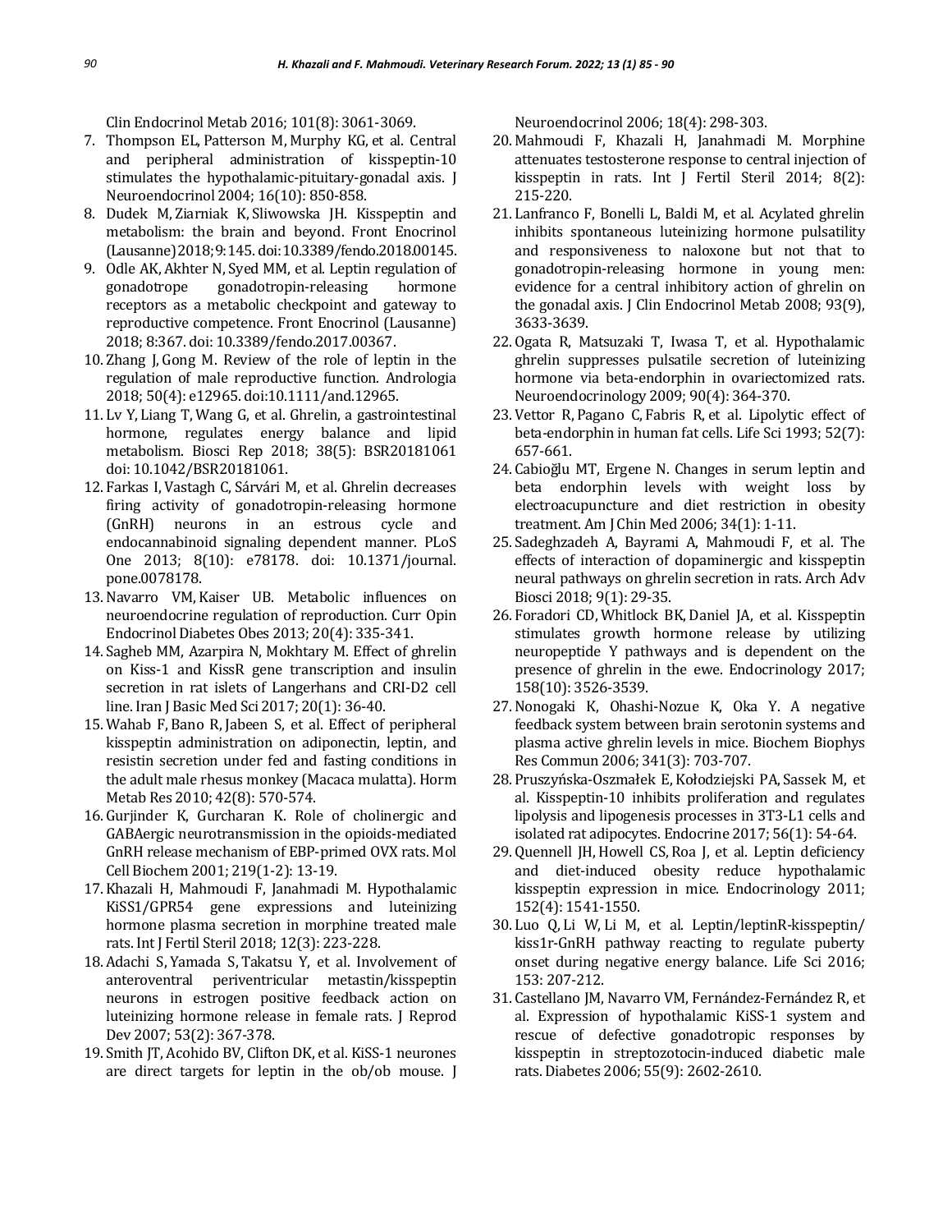Clin Endocrinol Metab 2016; 101(8): 3061-3069.

7. Thompson EL, Patterson M, Murphy KG, et al. Central and peripheral administration of kisspeptin-10 stimulates the hypothalamic-pituitary-gonadal axis. J Neuroendocrinol 2004; 16(10): 850-858.
8. Dudek M, Ziarniak K, Sliwowska JH. Kisspeptin and metabolism: the brain and beyond. Front Enocrinol (Lausanne) 2018; 9: 145. doi: 10.3389/fendo.2018.00145.
9. Odle AK, Akhter N, Syed MM, et al. Leptin regulation of gonadotrope gonadotropin-releasing hormone receptors as a metabolic checkpoint and gateway to reproductive competence. Front Enocrinol (Lausanne) 2018; 8:367. doi: 10.3389/fendo.2017.00367.
10. Zhang J, Gong M. Review of the role of leptin in the regulation of male reproductive function. Andrologia 2018; 50(4): e12965. doi:10.1111/and.12965.
11. Lv Y, Liang T, Wang G, et al. Ghrelin, a gastrointestinal hormone, regulates energy balance and lipid metabolism. Biosci Rep 2018; 38(5): BSR20181061 doi: 10.1042/BSR20181061.
12. Farkas I, Vastagh C, Sárvári M, et al. Ghrelin decreases firing activity of gonadotropin-releasing hormone (GnRH) neurons in an estrous cycle and endocannabinoid signaling dependent manner. PLoS One 2013; 8(10): e78178. doi: 10.1371/journal. pone.0078178.
13. Navarro VM, Kaiser UB. Metabolic influences on neuroendocrine regulation of reproduction. Curr Opin Endocrinol Diabetes Obes 2013; 20(4): 335-341.
14. Sagheb MM, Azarpira N, Mokhtary M. Effect of ghrelin on Kiss-1 and KissR gene transcription and insulin secretion in rat islets of Langerhans and CRI-D2 cell line. Iran J Basic Med Sci 2017; 20(1): 36-40.
15. Wahab F, Bano R, Jabeen S, et al. Effect of peripheral kisspeptin administration on adiponectin, leptin, and resistin secretion under fed and fasting conditions in the adult male rhesus monkey (Macaca mulatta). Horm Metab Res 2010; 42(8): 570-574.
16. Gurjinder K, Gurcharan K. Role of cholinergic and GABAergic neurotransmission in the opioids-mediated GnRH release mechanism of EBP-primed OVX rats. Mol Cell Biochem 2001; 219(1-2): 13-19.
17. Khazali H, Mahmoudi F, Janahmadi M. Hypothalamic KiSS1/GPR54 gene expressions and luteinizing hormone plasma secretion in morphine treated male rats. Int J Fertil Steril 2018; 12(3): 223-228.
18. Adachi S, Yamada S, Takatsu Y, et al. Involvement of anteroventral periventricular metastin/kisspeptin neurons in estrogen positive feedback action on luteinizing hormone release in female rats. J Reprod Dev 2007; 53(2): 367-378.
19. Smith JT, Acohido BV, Clifton DK, et al. KiSS-1 neurones are direct targets for leptin in the ob/ob mouse. J Neuroendocrinol 2006; 18(4): 298-303.
20. Mahmoudi F, Khazali H, Janahmadi M. Morphine attenuates testosterone response to central injection of kisspeptin in rats. Int J Fertil Steril 2014; 8(2): 215-220.
21. Lanfranco F, Bonelli L, Baldi M, et al. Acylated ghrelin inhibits spontaneous luteinizing hormone pulsatility and responsiveness to naloxone but not that to gonadotropin-releasing hormone in young men: evidence for a central inhibitory action of ghrelin on the gonadal axis. J Clin Endocrinol Metab 2008; 93(9), 3633-3639.
22. Ogata R, Matsuzaki T, Iwasa T, et al. Hypothalamic ghrelin suppresses pulsatile secretion of luteinizing hormone via beta-endorphin in ovariectomized rats. Neuroendocrinology 2009; 90(4): 364-370.
23. Vettor R, Pagano C, Fabris R, et al. Lipolytic effect of beta-endorphin in human fat cells. Life Sci 1993; 52(7): 657-661.
24. Cabioğlu MT, Ergene N. Changes in serum leptin and beta endorphin levels with weight loss by electroacupuncture and diet restriction in obesity treatment. Am J Chin Med 2006; 34(1): 1-11.
25. Sadeghzadeh A, Bayrami A, Mahmoudi F, et al. The effects of interaction of dopaminergic and kisspeptin neural pathways on ghrelin secretion in rats. Arch Adv Biosci 2018; 9(1): 29-35.
26. Foradori CD, Whitlock BK, Daniel JA, et al. Kisspeptin stimulates growth hormone release by utilizing neuropeptide Y pathways and is dependent on the presence of ghrelin in the ewe. Endocrinology 2017; 158(10): 3526-3539.
27. Nonogaki K, Ohashi-Nozue K, Oka Y. A negative feedback system between brain serotonin systems and plasma active ghrelin levels in mice. Biochem Biophys Res Commun 2006; 341(3): 703-707.
28. Pruszyńska-Oszmałek E, Kołodziejski PA, Sassek M, et al. Kisspeptin-10 inhibits proliferation and regulates lipolysis and lipogenesis processes in 3T3-L1 cells and isolated rat adipocytes. Endocrine 2017; 56(1): 54-64.
29. Quennell JH, Howell CS, Roa J, et al. Leptin deficiency and diet-induced obesity reduce hypothalamic kisspeptin expression in mice. Endocrinology 2011; 152(4): 1541-1550.
30. Luo Q, Li W, Li M, et al. Leptin/leptinR-kisspeptin/ kiss1r-GnRH pathway reacting to regulate puberty onset during negative energy balance. Life Sci 2016; 153: 207-212.
31. Castellano JM, Navarro VM, Fernández-Fernández R, et al. Expression of hypothalamic KiSS-1 system and rescue of defective gonadotropic responses by kisspeptin in streptozotocin-induced diabetic male rats. Diabetes 2006; 55(9): 2602-2610.